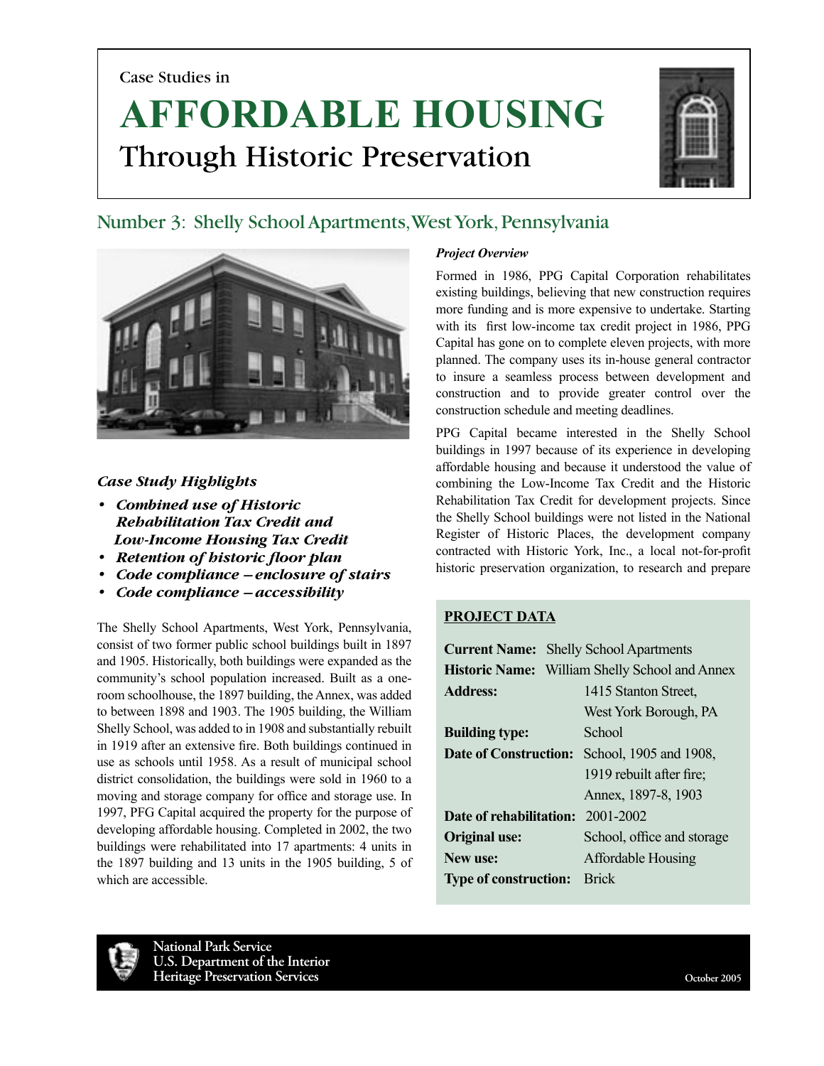Case Studies in

# AFFORDABLE HOUSING
## Through Historic Preservation

## Number 3: Shelly School Apartments, West York, Pennsylvania

### *Case Study Highlights*

- ***Combined use of Historic Rehabilitation Tax Credit and Low-Income Housing Tax Credit***
- ***Retention of historic floor plan***
- ***Code compliance – enclosure of stairs***
- ***Code compliance – accessibility***

The Shelly School Apartments, West York, Pennsylvania, consist of two former public school buildings built in 1897 and 1905. Historically, both buildings were expanded as the community's school population increased. Built as a one-room schoolhouse, the 1897 building, the Annex, was added to between 1898 and 1903. The 1905 building, the William Shelly School, was added to in 1908 and substantially rebuilt in 1919 after an extensive fire. Both buildings continued in use as schools until 1958. As a result of municipal school district consolidation, the buildings were sold in 1960 to a moving and storage company for office and storage use. In 1997, PFG Capital acquired the property for the purpose of developing affordable housing. Completed in 2002, the two buildings were rehabilitated into 17 apartments: 4 units in the 1897 building and 13 units in the 1905 building, 5 of which are accessible.

### *Project Overview*

Formed in 1986, PPG Capital Corporation rehabilitates existing buildings, believing that new construction requires more funding and is more expensive to undertake. Starting with its first low-income tax credit project in 1986, PPG Capital has gone on to complete eleven projects, with more planned. The company uses its in-house general contractor to insure a seamless process between development and construction and to provide greater control over the construction schedule and meeting deadlines.

PPG Capital became interested in the Shelly School buildings in 1997 because of its experience in developing affordable housing and because it understood the value of combining the Low-Income Tax Credit and the Historic Rehabilitation Tax Credit for development projects. Since the Shelly School buildings were not listed in the National Register of Historic Places, the development company contracted with Historic York, Inc., a local not-for-profit historic preservation organization, to research and prepare

**PROJECT DATA**

| | |
|---|---|
| **Current Name:** | Shelly School Apartments |
| **Historic Name:** | William Shelly School and Annex |
| **Address:** | 1415 Stanton Street, West York Borough, PA |
| **Building type:** | School |
| **Date of Construction:** | School, 1905 and 1908, 1919 rebuilt after fire; Annex, 1897-8, 1903 |
| **Date of rehabilitation:** | 2001-2002 |
| **Original use:** | School, office and storage |
| **New use:** | Affordable Housing |
| **Type of construction:** | Brick |

**National Park Service**
**U.S. Department of the Interior**
**Heritage Preservation Services**

October 2005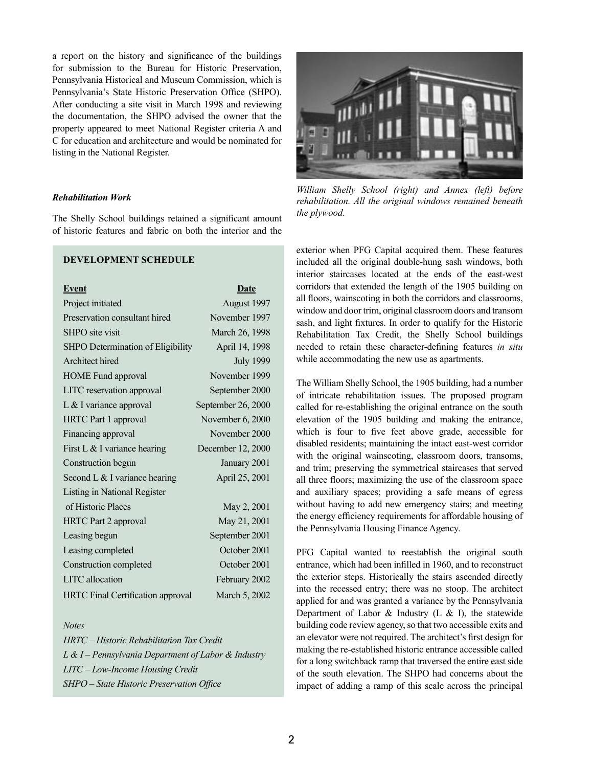a report on the history and significance of the buildings for submission to the Bureau for Historic Preservation, Pennsylvania Historical and Museum Commission, which is Pennsylvania's State Historic Preservation Office (SHPO). After conducting a site visit in March 1998 and reviewing the documentation, the SHPO advised the owner that the property appeared to meet National Register criteria A and C for education and architecture and would be nominated for listing in the National Register.

*William Shelly School (right) and Annex (left) before rehabilitation. All the original windows remained beneath the plywood.*

### *Rehabilitation Work*

The Shelly School buildings retained a significant amount of historic features and fabric on both the interior and the exterior when PFG Capital acquired them. These features included all the original double-hung sash windows, both interior staircases located at the ends of the east-west corridors that extended the length of the 1905 building on all floors, wainscoting in both the corridors and classrooms, window and door trim, original classroom doors and transom sash, and light fixtures. In order to qualify for the Historic Rehabilitation Tax Credit, the Shelly School buildings needed to retain these character-defining features *in situ* while accommodating the new use as apartments.

The William Shelly School, the 1905 building, had a number of intricate rehabilitation issues. The proposed program called for re-establishing the original entrance on the south elevation of the 1905 building and making the entrance, which is four to five feet above grade, accessible for disabled residents; maintaining the intact east-west corridor with the original wainscoting, classroom doors, transoms, and trim; preserving the symmetrical staircases that served all three floors; maximizing the use of the classroom space and auxiliary spaces; providing a safe means of egress without having to add new emergency stairs; and meeting the energy efficiency requirements for affordable housing of the Pennsylvania Housing Finance Agency.

PFG Capital wanted to reestablish the original south entrance, which had been infilled in 1960, and to reconstruct the exterior steps. Historically the stairs ascended directly into the recessed entry; there was no stoop. The architect applied for and was granted a variance by the Pennsylvania Department of Labor & Industry (L & I), the statewide building code review agency, so that two accessible exits and an elevator were not required. The architect's first design for making the re-established historic entrance accessible called for a long switchback ramp that traversed the entire east side of the south elevation. The SHPO had concerns about the impact of adding a ramp of this scale across the principal

**DEVELOPMENT SCHEDULE**

| Event | Date |
|---|---|
| Project initiated | August 1997 |
| Preservation consultant hired | November 1997 |
| SHPO site visit | March 26, 1998 |
| SHPO Determination of Eligibility | April 14, 1998 |
| Architect hired | July 1999 |
| HOME Fund approval | November 1999 |
| LITC reservation approval | September 2000 |
| L & I variance approval | September 26, 2000 |
| HRTC Part 1 approval | November 6, 2000 |
| Financing approval | November 2000 |
| First L & I variance hearing | December 12, 2000 |
| Construction begun | January 2001 |
| Second L & I variance hearing | April 25, 2001 |
| Listing in National Register of Historic Places | May 2, 2001 |
| HRTC Part 2 approval | May 21, 2001 |
| Leasing begun | September 2001 |
| Leasing completed | October 2001 |
| Construction completed | October 2001 |
| LITC allocation | February 2002 |
| HRTC Final Certification approval | March 5, 2002 |

*Notes*

*HRTC – Historic Rehabilitation Tax Credit*

*L & I – Pennsylvania Department of Labor & Industry*

*LITC – Low-Income Housing Credit*

*SHPO – State Historic Preservation Office*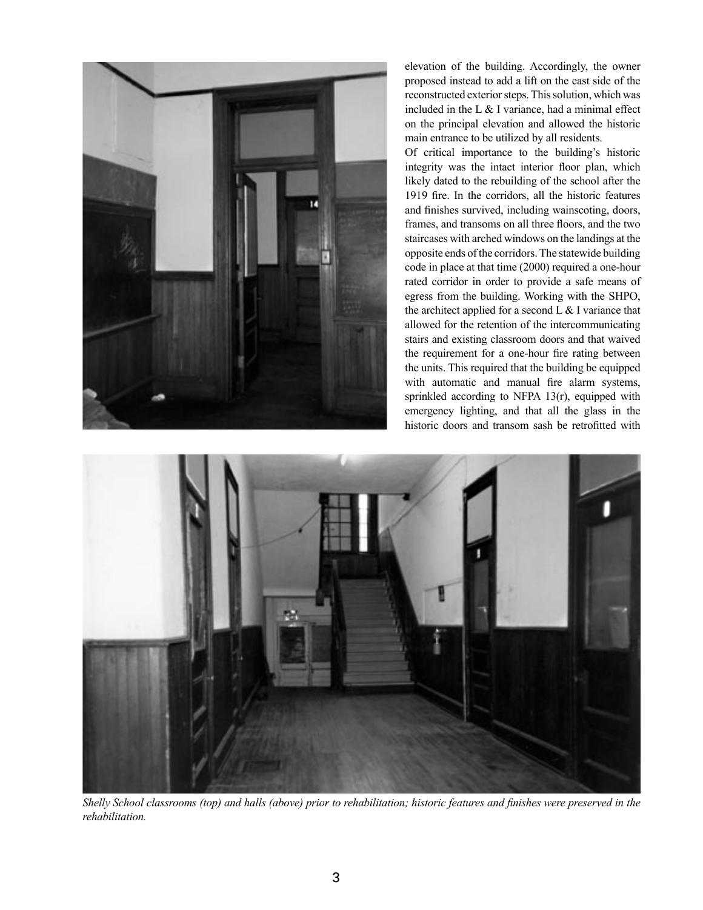elevation of the building. Accordingly, the owner proposed instead to add a lift on the east side of the reconstructed exterior steps. This solution, which was included in the L & I variance, had a minimal effect on the principal elevation and allowed the historic main entrance to be utilized by all residents.

Of critical importance to the building's historic integrity was the intact interior floor plan, which likely dated to the rebuilding of the school after the 1919 fire. In the corridors, all the historic features and finishes survived, including wainscoting, doors, frames, and transoms on all three floors, and the two staircases with arched windows on the landings at the opposite ends of the corridors. The statewide building code in place at that time (2000) required a one-hour rated corridor in order to provide a safe means of egress from the building. Working with the SHPO, the architect applied for a second L & I variance that allowed for the retention of the intercommunicating stairs and existing classroom doors and that waived the requirement for a one-hour fire rating between the units. This required that the building be equipped with automatic and manual fire alarm systems, sprinkled according to NFPA 13(r), equipped with emergency lighting, and that all the glass in the historic doors and transom sash be retrofitted with

*Shelly School classrooms (top) and halls (above) prior to rehabilitation; historic features and finishes were preserved in the rehabilitation.*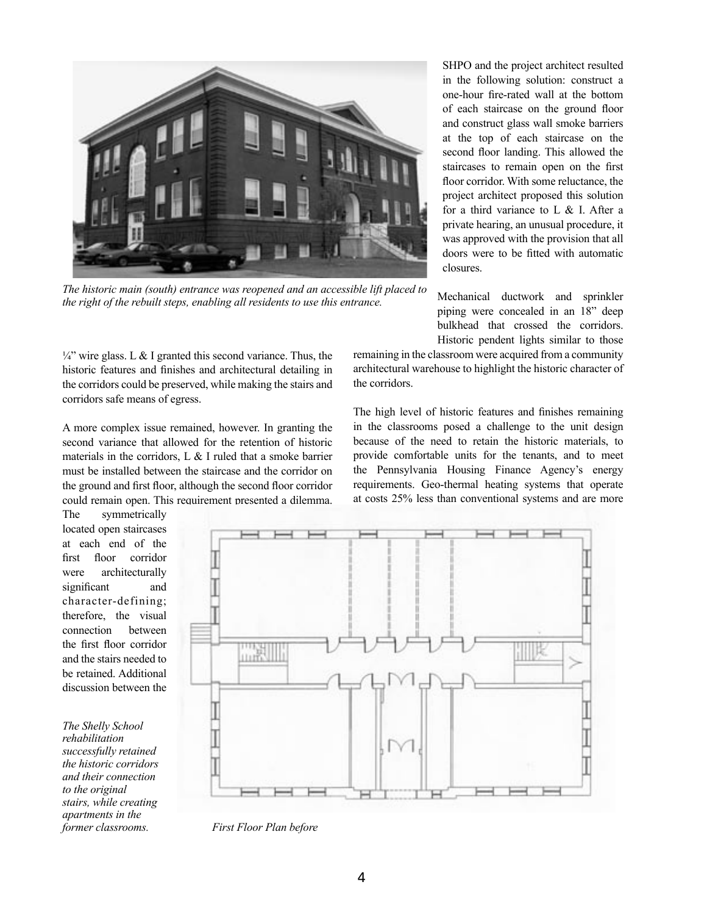*The historic main (south) entrance was reopened and an accessible lift placed to the right of the rebuilt steps, enabling all residents to use this entrance.*

¼" wire glass. L & I granted this second variance. Thus, the historic features and finishes and architectural detailing in the corridors could be preserved, while making the stairs and corridors safe means of egress.

A more complex issue remained, however. In granting the second variance that allowed for the retention of historic materials in the corridors, L & I ruled that a smoke barrier must be installed between the staircase and the corridor on the ground and first floor, although the second floor corridor could remain open. This requirement presented a dilemma. The symmetrically located open staircases at each end of the first floor corridor were architecturally significant and character-defining; therefore, the visual connection between the first floor corridor and the stairs needed to be retained. Additional discussion between the SHPO and the project architect resulted in the following solution: construct a one-hour fire-rated wall at the bottom of each staircase on the ground floor and construct glass wall smoke barriers at the top of each staircase on the second floor landing. This allowed the staircases to remain open on the first floor corridor. With some reluctance, the project architect proposed this solution for a third variance to L & I. After a private hearing, an unusual procedure, it was approved with the provision that all doors were to be fitted with automatic closures.

*The Shelly School rehabilitation successfully retained the historic corridors and their connection to the original stairs, while creating apartments in the former classrooms.*

*First Floor Plan before*

Mechanical ductwork and sprinkler piping were concealed in an 18" deep bulkhead that crossed the corridors. Historic pendent lights similar to those remaining in the classroom were acquired from a community architectural warehouse to highlight the historic character of the corridors.

The high level of historic features and finishes remaining in the classrooms posed a challenge to the unit design because of the need to retain the historic materials, to provide comfortable units for the tenants, and to meet the Pennsylvania Housing Finance Agency's energy requirements. Geo-thermal heating systems that operate at costs 25% less than conventional systems and are more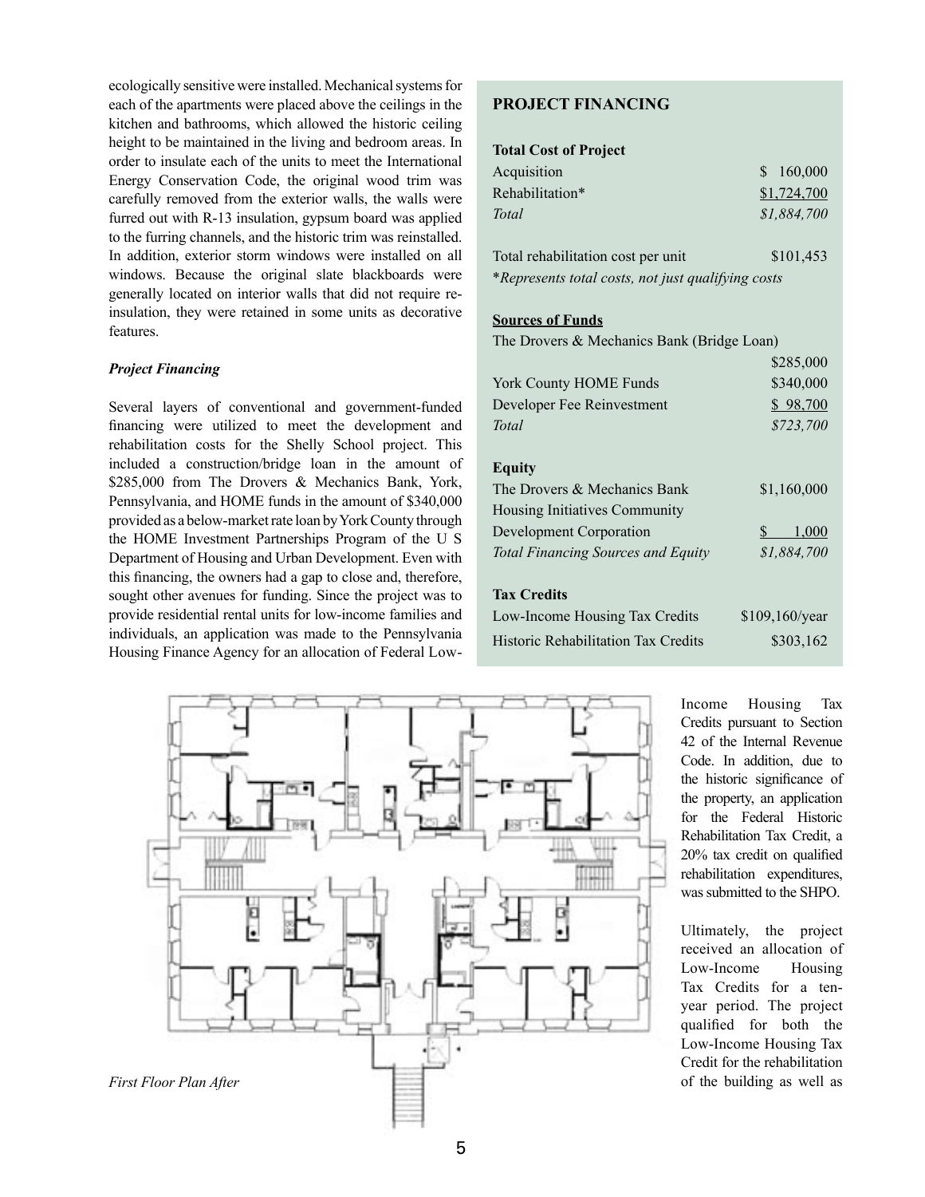ecologically sensitive were installed. Mechanical systems for each of the apartments were placed above the ceilings in the kitchen and bathrooms, which allowed the historic ceiling height to be maintained in the living and bedroom areas. In order to insulate each of the units to meet the International Energy Conservation Code, the original wood trim was carefully removed from the exterior walls, the walls were furred out with R-13 insulation, gypsum board was applied to the furring channels, and the historic trim was reinstalled. In addition, exterior storm windows were installed on all windows. Because the original slate blackboards were generally located on interior walls that did not require re-insulation, they were retained in some units as decorative features.

### *Project Financing*

Several layers of conventional and government-funded financing were utilized to meet the development and rehabilitation costs for the Shelly School project. This included a construction/bridge loan in the amount of $285,000 from The Drovers & Mechanics Bank, York, Pennsylvania, and HOME funds in the amount of $340,000 provided as a below-market rate loan by York County through the HOME Investment Partnerships Program of the U S Department of Housing and Urban Development. Even with this financing, the owners had a gap to close and, therefore, sought other avenues for funding. Since the project was to provide residential rental units for low-income families and individuals, an application was made to the Pennsylvania Housing Finance Agency for an allocation of Federal Low-Income Housing Tax Credits pursuant to Section 42 of the Internal Revenue Code. In addition, due to the historic significance of the property, an application for the Federal Historic Rehabilitation Tax Credit, a 20% tax credit on qualified rehabilitation expenditures, was submitted to the SHPO.

Ultimately, the project received an allocation of Low-Income Housing Tax Credits for a ten-year period. The project qualified for both the Low-Income Housing Tax Credit for the rehabilitation of the building as well as

## PROJECT FINANCING

**Total Cost of Project**

| | |
|---|---|
| Acquisition | $ 160,000 |
| Rehabilitation* | $1,724,700 |
| *Total* | *$1,884,700* |
| | |
| Total rehabilitation cost per unit | $101,453 |

*\*Represents total costs, not just qualifying costs*

**Sources of Funds**

| | |
|---|---|
| The Drovers & Mechanics Bank (Bridge Loan) | $285,000 |
| York County HOME Funds | $340,000 |
| Developer Fee Reinvestment | $ 98,700 |
| *Total* | *$723,700* |

**Equity**

| | |
|---|---|
| The Drovers & Mechanics Bank | $1,160,000 |
| Housing Initiatives Community Development Corporation | $ 1,000 |
| *Total Financing Sources and Equity* | *$1,884,700* |

**Tax Credits**

| | |
|---|---|
| Low-Income Housing Tax Credits | $109,160/year |
| Historic Rehabilitation Tax Credits | $303,162 |

*First Floor Plan After*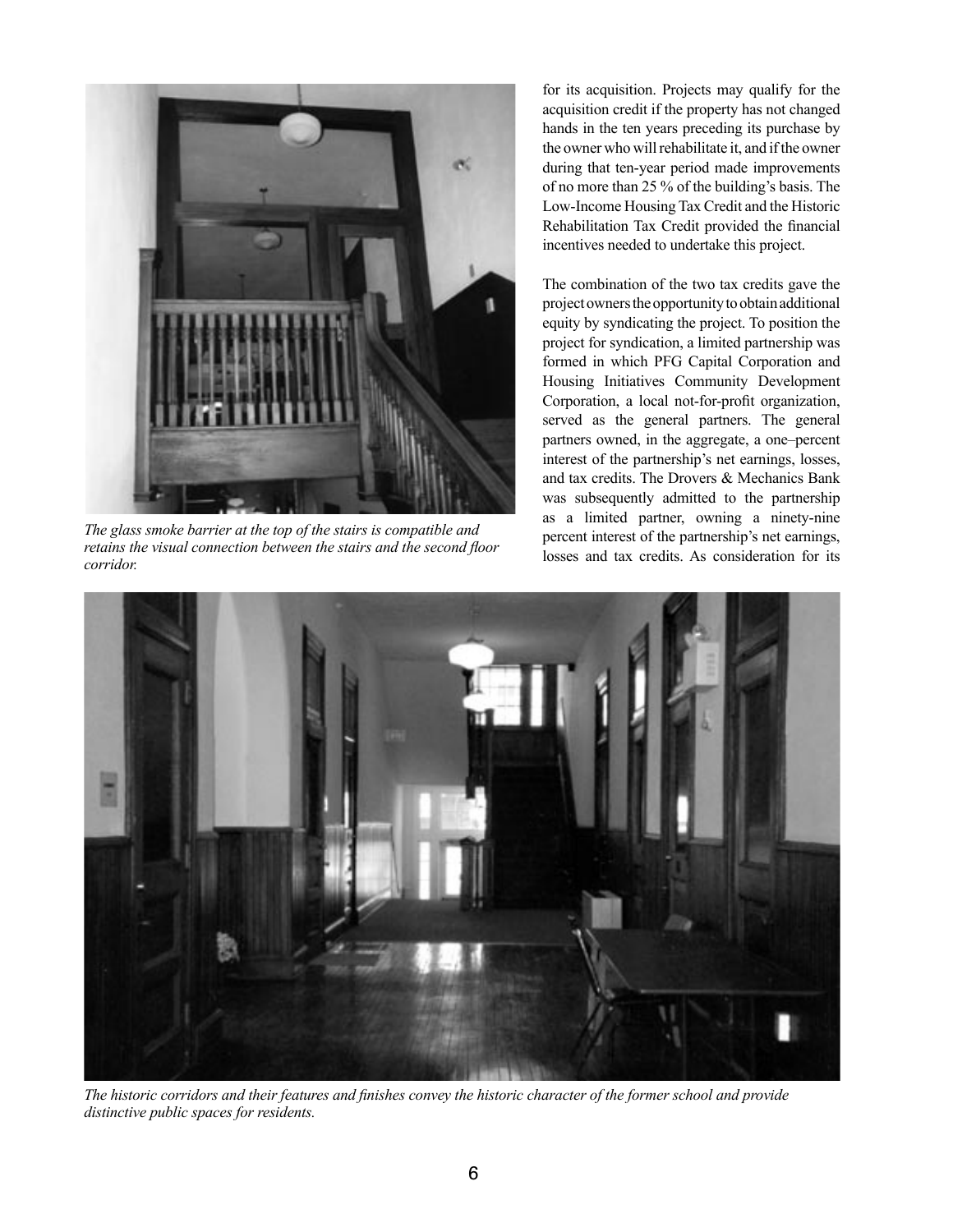*The glass smoke barrier at the top of the stairs is compatible and retains the visual connection between the stairs and the second floor corridor.*

for its acquisition. Projects may qualify for the acquisition credit if the property has not changed hands in the ten years preceding its purchase by the owner who will rehabilitate it, and if the owner during that ten-year period made improvements of no more than 25 % of the building's basis. The Low-Income Housing Tax Credit and the Historic Rehabilitation Tax Credit provided the financial incentives needed to undertake this project.

The combination of the two tax credits gave the project owners the opportunity to obtain additional equity by syndicating the project. To position the project for syndication, a limited partnership was formed in which PFG Capital Corporation and Housing Initiatives Community Development Corporation, a local not-for-profit organization, served as the general partners. The general partners owned, in the aggregate, a one–percent interest of the partnership's net earnings, losses, and tax credits. The Drovers & Mechanics Bank was subsequently admitted to the partnership as a limited partner, owning a ninety-nine percent interest of the partnership's net earnings, losses and tax credits. As consideration for its

*The historic corridors and their features and finishes convey the historic character of the former school and provide distinctive public spaces for residents.*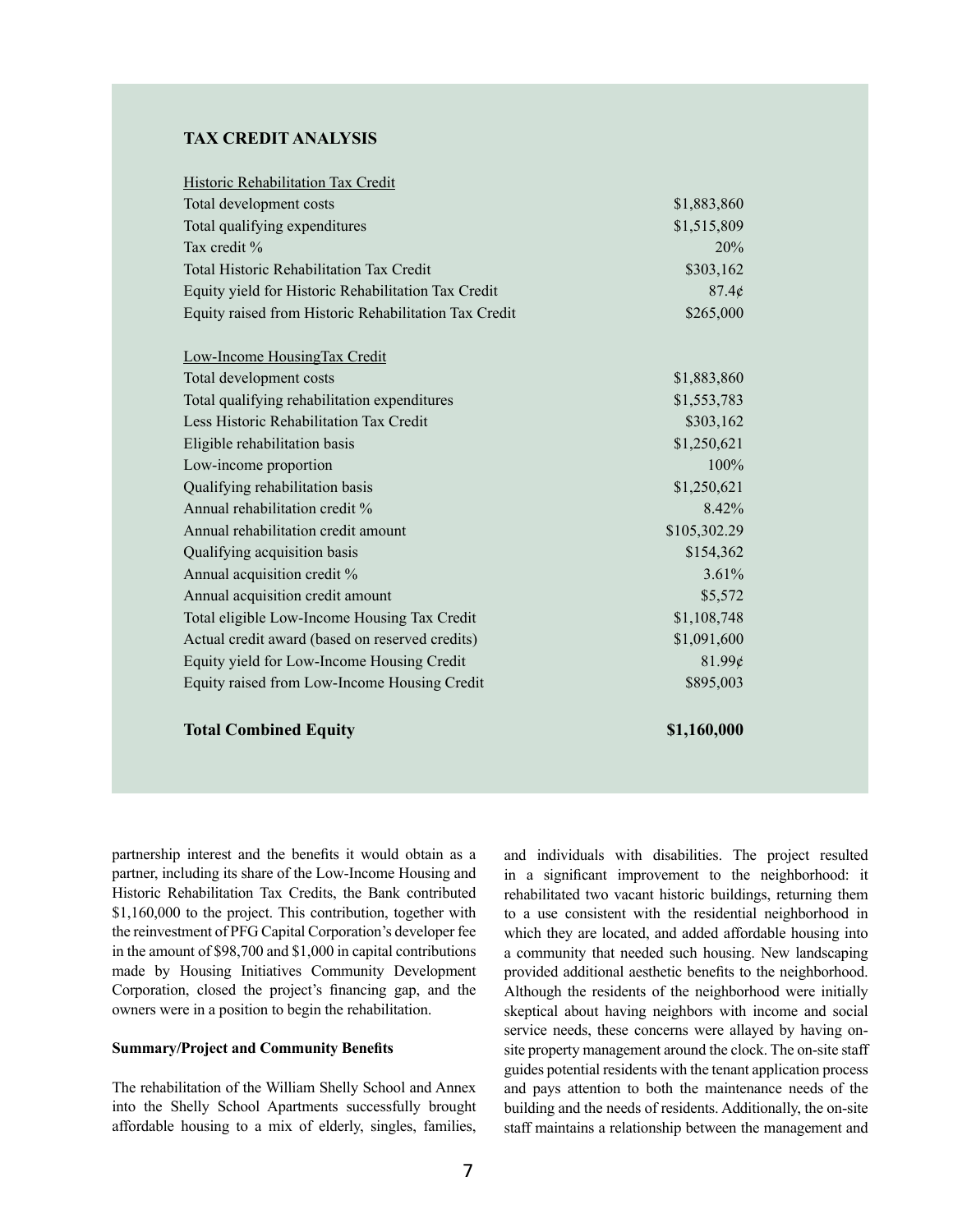### TAX CREDIT ANALYSIS

| | |
|---|---|
| Historic Rehabilitation Tax Credit | |
| Total development costs | $1,883,860 |
| Total qualifying expenditures | $1,515,809 |
| Tax credit % | 20% |
| Total Historic Rehabilitation Tax Credit | $303,162 |
| Equity yield for Historic Rehabilitation Tax Credit | 87.4¢ |
| Equity raised from Historic Rehabilitation Tax Credit | $265,000 |
| | |
| Low-Income HousingTax Credit | |
| Total development costs | $1,883,860 |
| Total qualifying rehabilitation expenditures | $1,553,783 |
| Less Historic Rehabilitation Tax Credit | $303,162 |
| Eligible rehabilitation basis | $1,250,621 |
| Low-income proportion | 100% |
| Qualifying rehabilitation basis | $1,250,621 |
| Annual rehabilitation credit % | 8.42% |
| Annual rehabilitation credit amount | $105,302.29 |
| Qualifying acquisition basis | $154,362 |
| Annual acquisition credit % | 3.61% |
| Annual acquisition credit amount | $5,572 |
| Total eligible Low-Income Housing Tax Credit | $1,108,748 |
| Actual credit award (based on reserved credits) | $1,091,600 |
| Equity yield for Low-Income Housing Credit | 81.99¢ |
| Equity raised from Low-Income Housing Credit | $895,003 |
| | |
| **Total Combined Equity** | **$1,160,000** |

partnership interest and the benefits it would obtain as a partner, including its share of the Low-Income Housing and Historic Rehabilitation Tax Credits, the Bank contributed $1,160,000 to the project. This contribution, together with the reinvestment of PFG Capital Corporation's developer fee in the amount of $98,700 and $1,000 in capital contributions made by Housing Initiatives Community Development Corporation, closed the project's financing gap, and the owners were in a position to begin the rehabilitation.

**Summary/Project and Community Benefits**

The rehabilitation of the William Shelly School and Annex into the Shelly School Apartments successfully brought affordable housing to a mix of elderly, singles, families, and individuals with disabilities. The project resulted in a significant improvement to the neighborhood: it rehabilitated two vacant historic buildings, returning them to a use consistent with the residential neighborhood in which they are located, and added affordable housing into a community that needed such housing. New landscaping provided additional aesthetic benefits to the neighborhood. Although the residents of the neighborhood were initially skeptical about having neighbors with income and social service needs, these concerns were allayed by having on-site property management around the clock. The on-site staff guides potential residents with the tenant application process and pays attention to both the maintenance needs of the building and the needs of residents. Additionally, the on-site staff maintains a relationship between the management and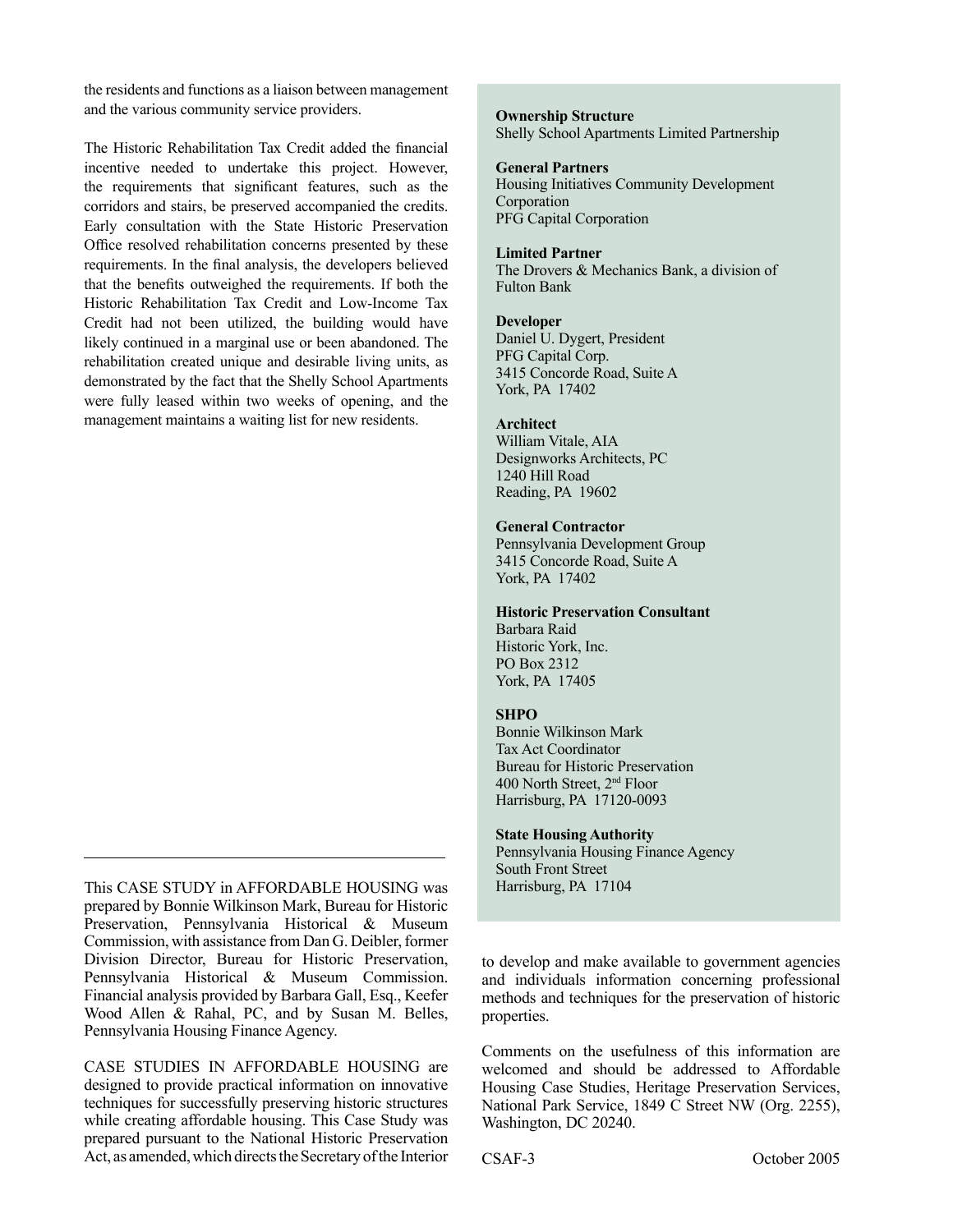the residents and functions as a liaison between management and the various community service providers.

The Historic Rehabilitation Tax Credit added the financial incentive needed to undertake this project. However, the requirements that significant features, such as the corridors and stairs, be preserved accompanied the credits. Early consultation with the State Historic Preservation Office resolved rehabilitation concerns presented by these requirements. In the final analysis, the developers believed that the benefits outweighed the requirements. If both the Historic Rehabilitation Tax Credit and Low-Income Tax Credit had not been utilized, the building would have likely continued in a marginal use or been abandoned. The rehabilitation created unique and desirable living units, as demonstrated by the fact that the Shelly School Apartments were fully leased within two weeks of opening, and the management maintains a waiting list for new residents.

**Ownership Structure**
Shelly School Apartments Limited Partnership

**General Partners**
Housing Initiatives Community Development Corporation
PFG Capital Corporation

**Limited Partner**
The Drovers & Mechanics Bank, a division of Fulton Bank

**Developer**
Daniel U. Dygert, President
PFG Capital Corp.
3415 Concorde Road, Suite A
York, PA 17402

**Architect**
William Vitale, AIA
Designworks Architects, PC
1240 Hill Road
Reading, PA 19602

**General Contractor**
Pennsylvania Development Group
3415 Concorde Road, Suite A
York, PA 17402

**Historic Preservation Consultant**
Barbara Raid
Historic York, Inc.
PO Box 2312
York, PA 17405

**SHPO**
Bonnie Wilkinson Mark
Tax Act Coordinator
Bureau for Historic Preservation
400 North Street, 2nd Floor
Harrisburg, PA 17120-0093

**State Housing Authority**
Pennsylvania Housing Finance Agency
South Front Street
Harrisburg, PA 17104

---

This CASE STUDY in AFFORDABLE HOUSING was prepared by Bonnie Wilkinson Mark, Bureau for Historic Preservation, Pennsylvania Historical & Museum Commission, with assistance from Dan G. Deibler, former Division Director, Bureau for Historic Preservation, Pennsylvania Historical & Museum Commission. Financial analysis provided by Barbara Gall, Esq., Keefer Wood Allen & Rahal, PC, and by Susan M. Belles, Pennsylvania Housing Finance Agency.

CASE STUDIES IN AFFORDABLE HOUSING are designed to provide practical information on innovative techniques for successfully preserving historic structures while creating affordable housing. This Case Study was prepared pursuant to the National Historic Preservation Act, as amended, which directs the Secretary of the Interior to develop and make available to government agencies and individuals information concerning professional methods and techniques for the preservation of historic properties.

Comments on the usefulness of this information are welcomed and should be addressed to Affordable Housing Case Studies, Heritage Preservation Services, National Park Service, 1849 C Street NW (Org. 2255), Washington, DC 20240.

CSAF-3 October 2005